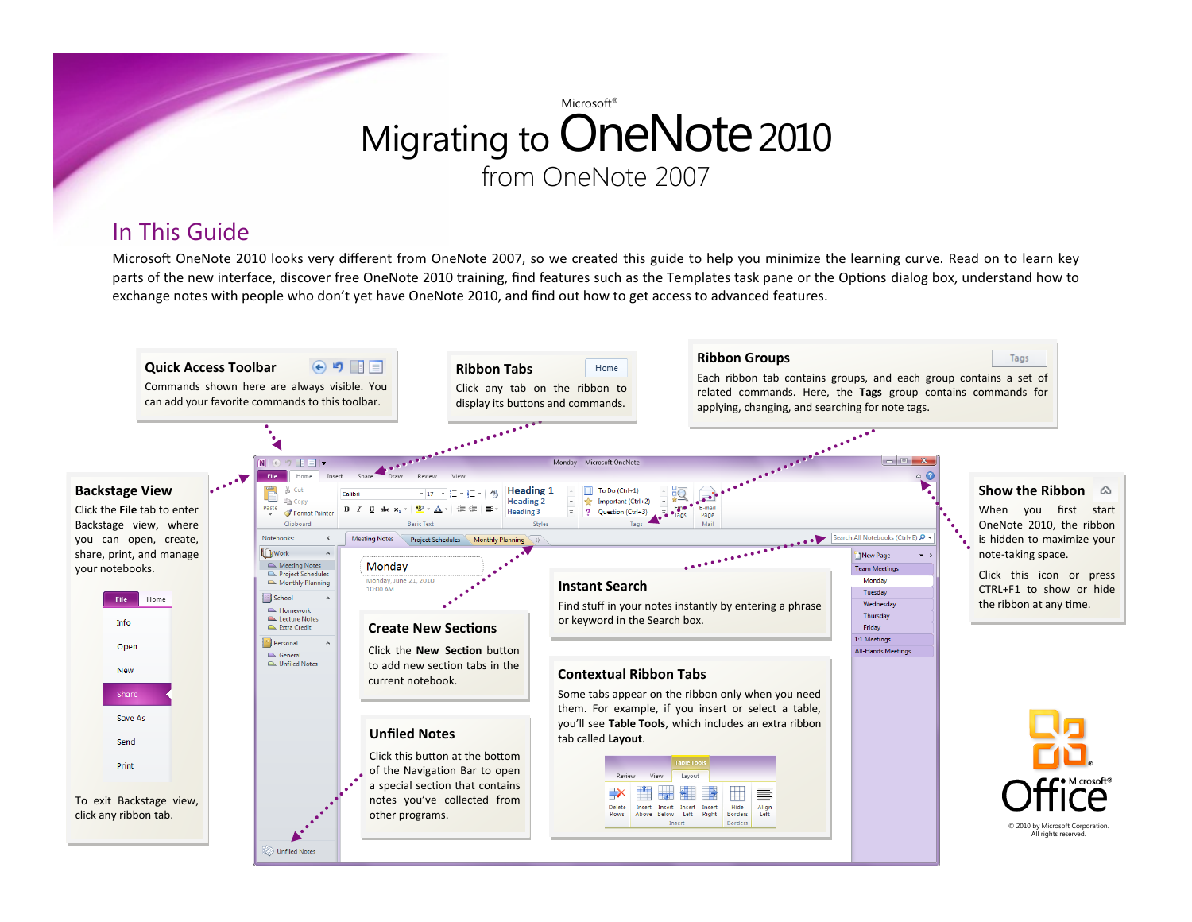Microsoft®

# Migrating to OneNote 2010 from OneNote 2007

## In This Guide

Microsoft OneNote 2010 looks very different from OneNote 2007, so we created this guide to help you minimize the learning curve. Read on to learn key parts of the new interface, discover free OneNote 2010 training, find features such as the Templates task pane or the Options dialog box, understand how to exchange notes with people who don't yet have OneNote 2010, and find out how to get access to advanced features.

### Quick Access Toolbar

Commands shown here are always visible. You can add your favorite commands to this toolbar.

### Ribbon Tabs

Click any tab on the ribbon to display its buttons and commands.

### Ribbon Groups

Each ribbon tab contains groups, and each group contains a set of related commands. Here, the **Tags** group contains commands for applying, changing, and searching for note tags.

### Backstage View

Click the **File** tab to enter Backstage view, where you can open, create, share, print, and manage your notebooks.

To exit Backstage view, click any ribbon tab.

### Show the Ribbon

When you first start OneNote 2010, the ribbon is hidden to maximize your note-taking space.

Click this icon or press CTRL+F1 to show or hide the ribbon at any time.

### Instant Search

Find stuff in your notes instantly by entering a phrase or keyword in the Search box.

### Create New Sections

Click the **New Section** button to add new section tabs in the current notebook.

### Contextual Ribbon Tabs

Some tabs appear on the ribbon only when you need them. For example, if you insert or select a table, you'll see **Table Tools**, which includes an extra ribbon tab called **Layout**.

### Unfiled Notes

Click this button at the bottom of the Navigation Bar to open a special section that contains notes you've collected from other programs.

© 2010 by Microsoft Corporation. All rights reserved.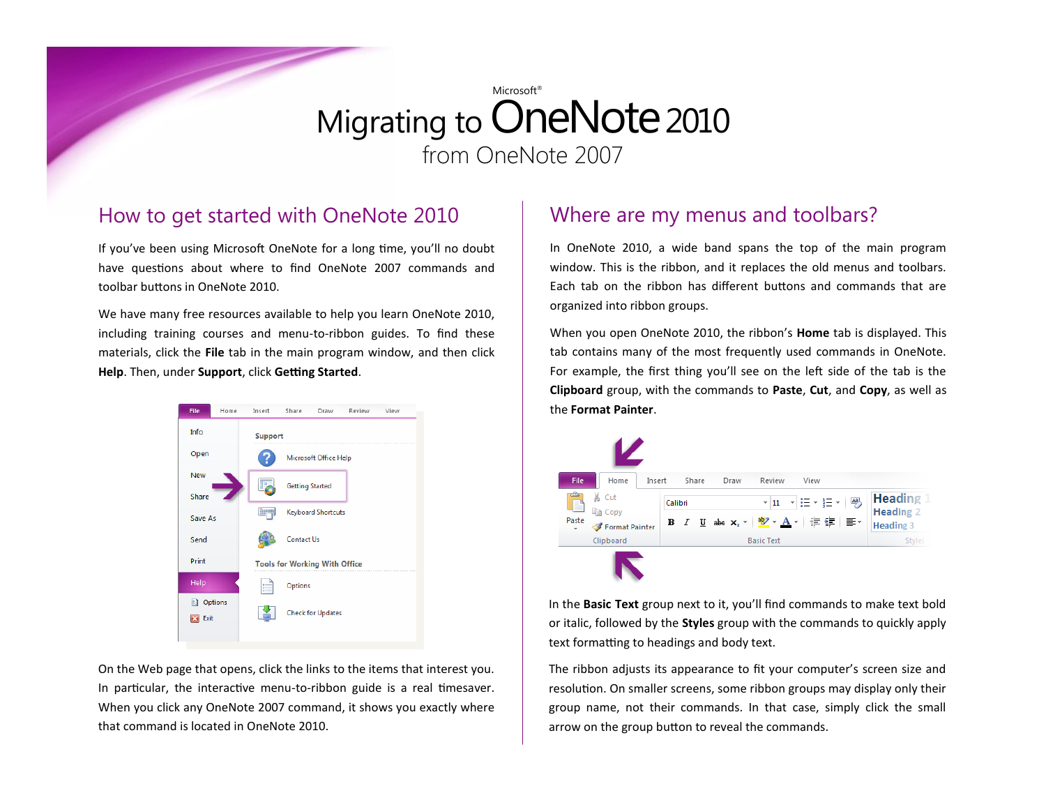# Migrating to Microsoft® OneNote 2010 from OneNote 2007

## How to get started with OneNote 2010

If you've been using Microsoft OneNote for a long time, you'll no doubt have questions about where to find OneNote 2007 commands and toolbar buttons in OneNote 2010.

We have many free resources available to help you learn OneNote 2010, including training courses and menu-to-ribbon guides. To find these materials, click the **File** tab in the main program window, and then click **Help**. Then, under **Support**, click **Getting Started**.

On the Web page that opens, click the links to the items that interest you. In particular, the interactive menu-to-ribbon guide is a real timesaver. When you click any OneNote 2007 command, it shows you exactly where that command is located in OneNote 2010.

## Where are my menus and toolbars?

In OneNote 2010, a wide band spans the top of the main program window. This is the ribbon, and it replaces the old menus and toolbars. Each tab on the ribbon has different buttons and commands that are organized into ribbon groups.

When you open OneNote 2010, the ribbon's **Home** tab is displayed. This tab contains many of the most frequently used commands in OneNote. For example, the first thing you'll see on the left side of the tab is the **Clipboard** group, with the commands to **Paste**, **Cut**, and **Copy**, as well as the **Format Painter**.

In the **Basic Text** group next to it, you'll find commands to make text bold or italic, followed by the **Styles** group with the commands to quickly apply text formatting to headings and body text.

The ribbon adjusts its appearance to fit your computer's screen size and resolution. On smaller screens, some ribbon groups may display only their group name, not their commands. In that case, simply click the small arrow on the group button to reveal the commands.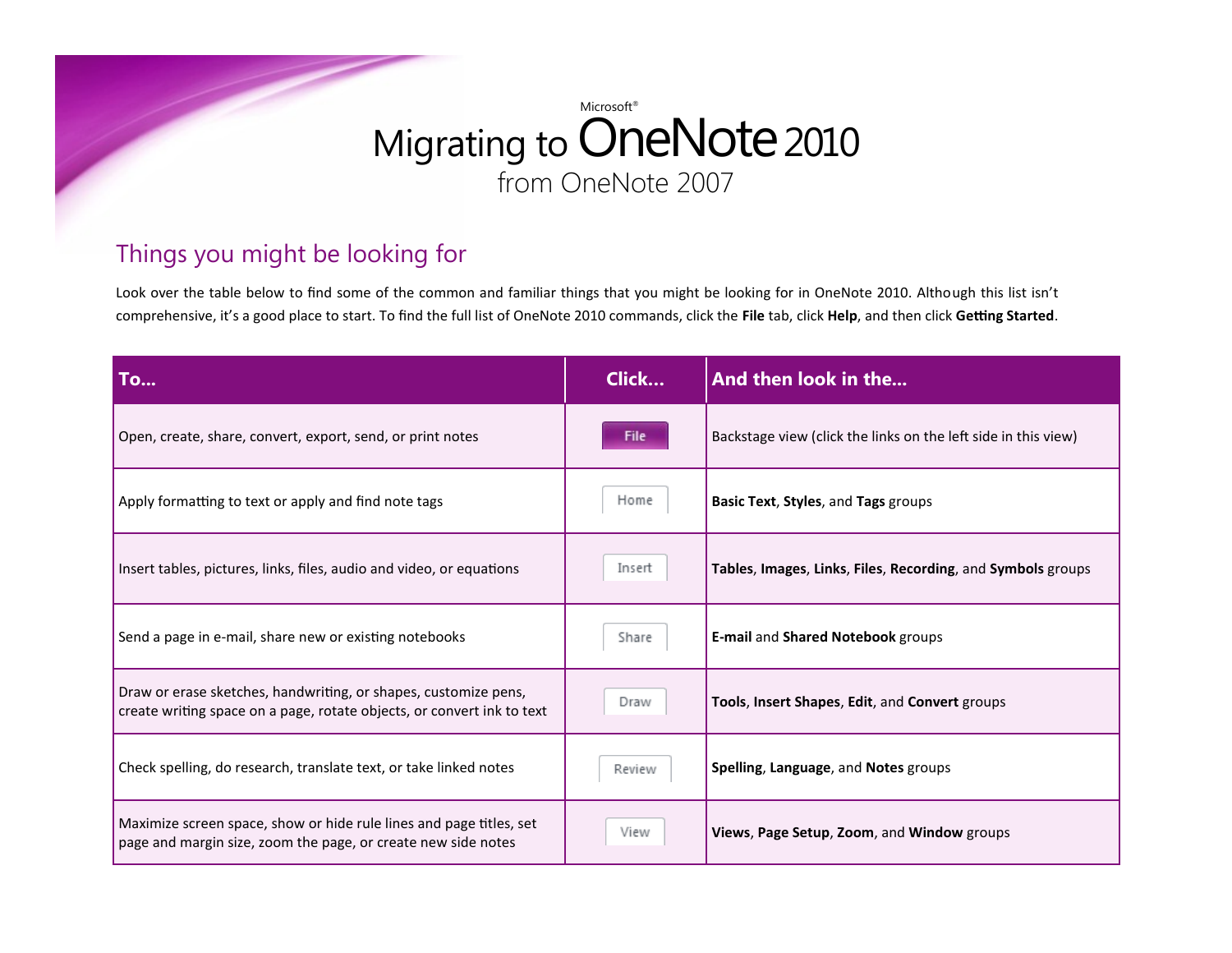Microsoft®

# Migrating to OneNote 2010

from OneNote 2007

## Things you might be looking for

Look over the table below to find some of the common and familiar things that you might be looking for in OneNote 2010. Although this list isn't comprehensive, it's a good place to start. To find the full list of OneNote 2010 commands, click the **File** tab, click **Help**, and then click **Getting Started**.

| To... | Click... | And then look in the... |
|---|---|---|
| Open, create, share, convert, export, send, or print notes | File | Backstage view (click the links on the left side in this view) |
| Apply formatting to text or apply and find note tags | Home | **Basic Text**, **Styles**, and **Tags** groups |
| Insert tables, pictures, links, files, audio and video, or equations | Insert | **Tables**, **Images**, **Links**, **Files**, **Recording**, and **Symbols** groups |
| Send a page in e-mail, share new or existing notebooks | Share | **E-mail** and **Shared Notebook** groups |
| Draw or erase sketches, handwriting, or shapes, customize pens, create writing space on a page, rotate objects, or convert ink to text | Draw | **Tools**, **Insert Shapes**, **Edit**, and **Convert** groups |
| Check spelling, do research, translate text, or take linked notes | Review | **Spelling**, **Language**, and **Notes** groups |
| Maximize screen space, show or hide rule lines and page titles, set page and margin size, zoom the page, or create new side notes | View | **Views**, **Page Setup**, **Zoom**, and **Window** groups |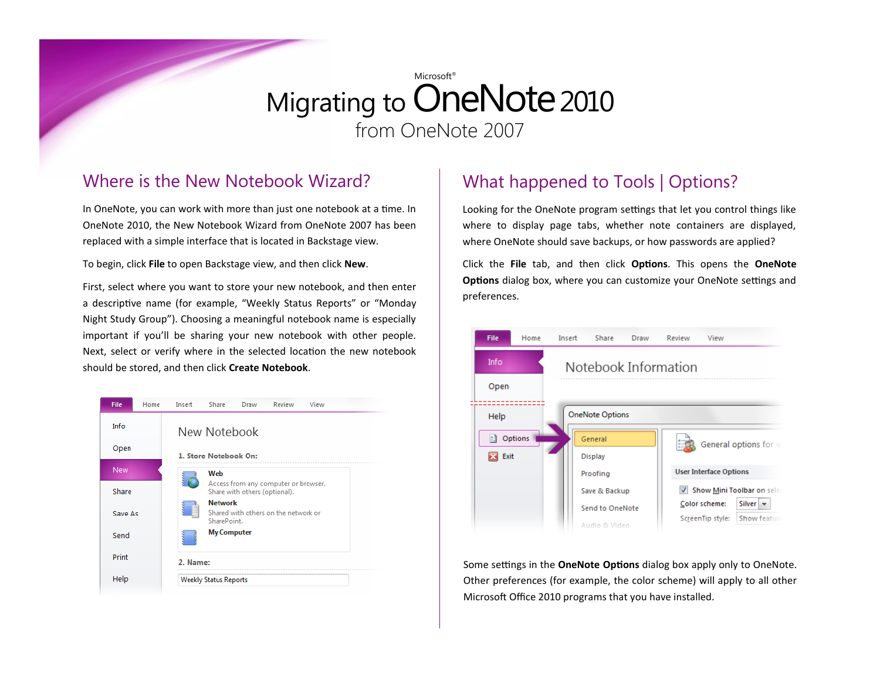# Migrating to OneNote 2010 from OneNote 2007

## Where is the New Notebook Wizard?

In OneNote, you can work with more than just one notebook at a time. In OneNote 2010, the New Notebook Wizard from OneNote 2007 has been replaced with a simple interface that is located in Backstage view.

To begin, click **File** to open Backstage view, and then click **New**.

First, select where you want to store your new notebook, and then enter a descriptive name (for example, “Weekly Status Reports” or “Monday Night Study Group”). Choosing a meaningful notebook name is especially important if you’ll be sharing your new notebook with other people. Next, select or verify where in the selected location the new notebook should be stored, and then click **Create Notebook**.

## What happened to Tools | Options?

Looking for the OneNote program settings that let you control things like where to display page tabs, whether note containers are displayed, where OneNote should save backups, or how passwords are applied?

Click the **File** tab, and then click **Options**. This opens the **OneNote Options** dialog box, where you can customize your OneNote settings and preferences.

Some settings in the **OneNote Options** dialog box apply only to OneNote. Other preferences (for example, the color scheme) will apply to all other Microsoft Office 2010 programs that you have installed.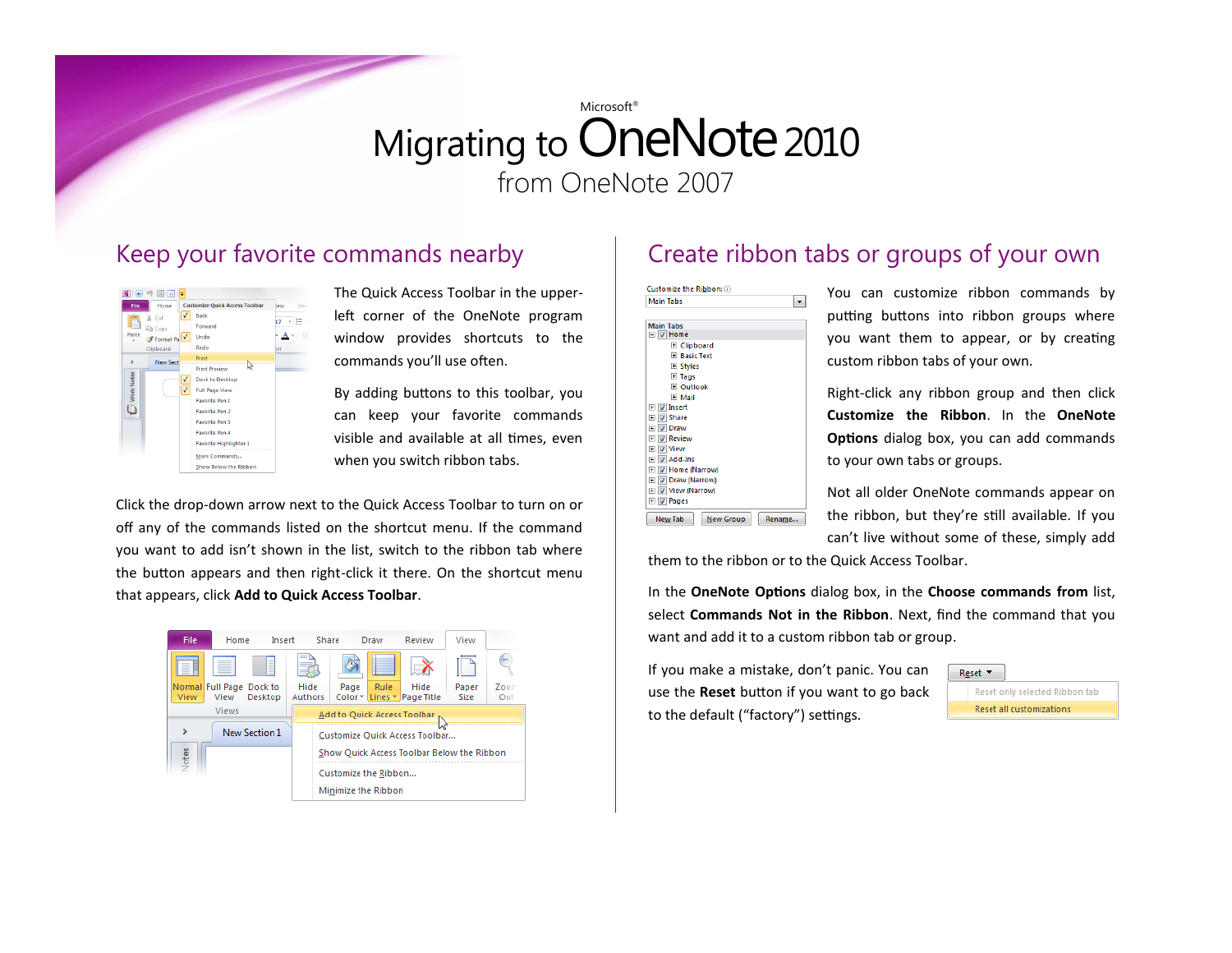# Migrating to OneNote 2010 from OneNote 2007

## Keep your favorite commands nearby

The Quick Access Toolbar in the upper-left corner of the OneNote program window provides shortcuts to the commands you'll use often.

By adding buttons to this toolbar, you can keep your favorite commands visible and available at all times, even when you switch ribbon tabs.

Click the drop-down arrow next to the Quick Access Toolbar to turn on or off any of the commands listed on the shortcut menu. If the command you want to add isn't shown in the list, switch to the ribbon tab where the button appears and then right-click it there. On the shortcut menu that appears, click **Add to Quick Access Toolbar**.

## Create ribbon tabs or groups of your own

You can customize ribbon commands by putting buttons into ribbon groups where you want them to appear, or by creating custom ribbon tabs of your own.

Right-click any ribbon group and then click **Customize the Ribbon**. In the **OneNote Options** dialog box, you can add commands to your own tabs or groups.

Not all older OneNote commands appear on the ribbon, but they're still available. If you can't live without some of these, simply add them to the ribbon or to the Quick Access Toolbar.

In the **OneNote Options** dialog box, in the **Choose commands from** list, select **Commands Not in the Ribbon**. Next, find the command that you want and add it to a custom ribbon tab or group.

If you make a mistake, don't panic. You can use the **Reset** button if you want to go back to the default ("factory") settings.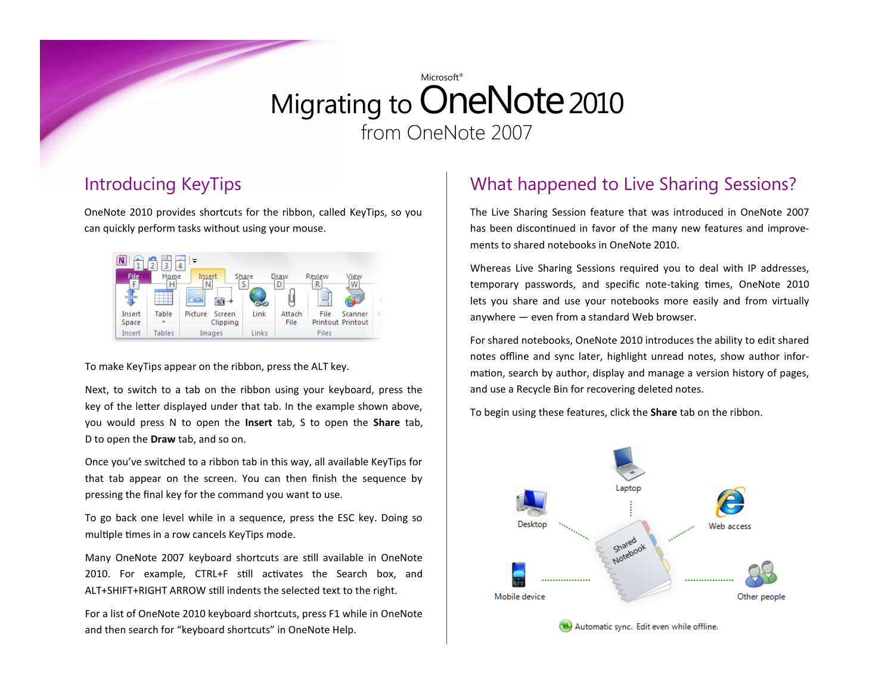# Migrating to Microsoft® OneNote 2010 from OneNote 2007

## Introducing KeyTips

OneNote 2010 provides shortcuts for the ribbon, called KeyTips, so you can quickly perform tasks without using your mouse.

To make KeyTips appear on the ribbon, press the ALT key.

Next, to switch to a tab on the ribbon using your keyboard, press the key of the letter displayed under that tab. In the example shown above, you would press N to open the **Insert** tab, S to open the **Share** tab, D to open the **Draw** tab, and so on.

Once you've switched to a ribbon tab in this way, all available KeyTips for that tab appear on the screen. You can then finish the sequence by pressing the final key for the command you want to use.

To go back one level while in a sequence, press the ESC key. Doing so multiple times in a row cancels KeyTips mode.

Many OneNote 2007 keyboard shortcuts are still available in OneNote 2010. For example, CTRL+F still activates the Search box, and ALT+SHIFT+RIGHT ARROW still indents the selected text to the right.

For a list of OneNote 2010 keyboard shortcuts, press F1 while in OneNote and then search for "keyboard shortcuts" in OneNote Help.

## What happened to Live Sharing Sessions?

The Live Sharing Session feature that was introduced in OneNote 2007 has been discontinued in favor of the many new features and improvements to shared notebooks in OneNote 2010.

Whereas Live Sharing Sessions required you to deal with IP addresses, temporary passwords, and specific note-taking times, OneNote 2010 lets you share and use your notebooks more easily and from virtually anywhere — even from a standard Web browser.

For shared notebooks, OneNote 2010 introduces the ability to edit shared notes offline and sync later, highlight unread notes, show author information, search by author, display and manage a version history of pages, and use a Recycle Bin for recovering deleted notes.

To begin using these features, click the **Share** tab on the ribbon.

Automatic sync. Edit even while offline.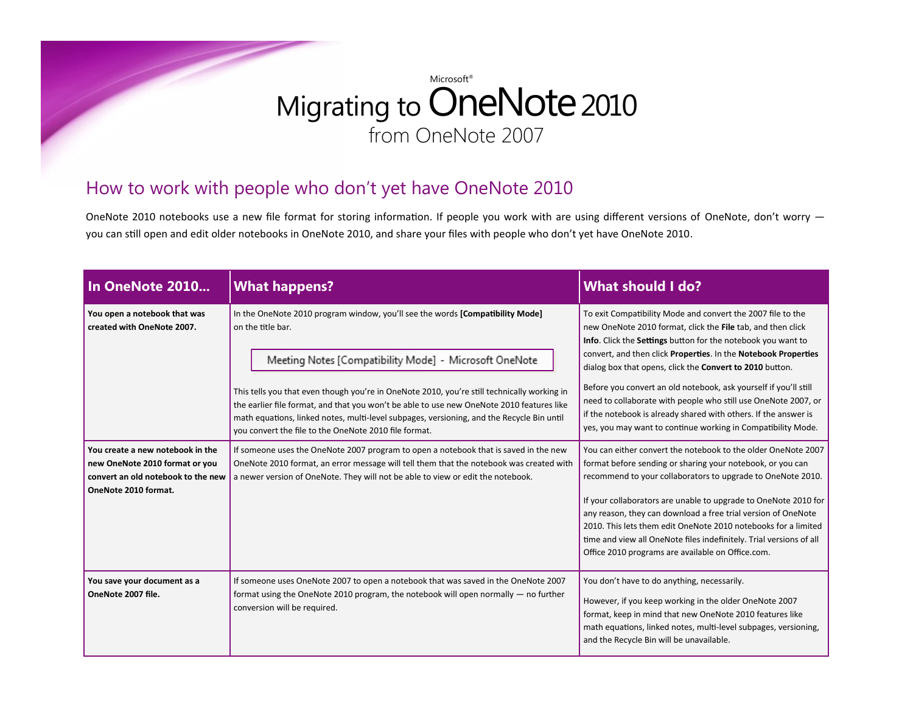Microsoft®

# Migrating to OneNote 2010

from OneNote 2007

## How to work with people who don't yet have OneNote 2010

OneNote 2010 notebooks use a new file format for storing information. If people you work with are using different versions of OneNote, don't worry — you can still open and edit older notebooks in OneNote 2010, and share your files with people who don't yet have OneNote 2010.

| In OneNote 2010... | What happens? | What should I do? |
|---|---|---|
| **You open a notebook that was created with OneNote 2007.** | In the OneNote 2010 program window, you'll see the words **[Compatibility Mode]** on the title bar.<br><br>Meeting Notes [Compatibility Mode] - Microsoft OneNote<br><br>This tells you that even though you're in OneNote 2010, you're still technically working in the earlier file format, and that you won't be able to use new OneNote 2010 features like math equations, linked notes, multi-level subpages, versioning, and the Recycle Bin until you convert the file to the OneNote 2010 file format. | To exit Compatibility Mode and convert the 2007 file to the new OneNote 2010 format, click the **File** tab, and then click **Info**. Click the **Settings** button for the notebook you want to convert, and then click **Properties**. In the **Notebook Properties** dialog box that opens, click the **Convert to 2010** button.<br><br>Before you convert an old notebook, ask yourself if you'll still need to collaborate with people who still use OneNote 2007, or if the notebook is already shared with others. If the answer is yes, you may want to continue working in Compatibility Mode. |
| **You create a new notebook in the new OneNote 2010 format or you convert an old notebook to the new OneNote 2010 format.** | If someone uses the OneNote 2007 program to open a notebook that is saved in the new OneNote 2010 format, an error message will tell them that the notebook was created with a newer version of OneNote. They will not be able to view or edit the notebook. | You can either convert the notebook to the older OneNote 2007 format before sending or sharing your notebook, or you can recommend to your collaborators to upgrade to OneNote 2010.<br><br>If your collaborators are unable to upgrade to OneNote 2010 for any reason, they can download a free trial version of OneNote 2010. This lets them edit OneNote 2010 notebooks for a limited time and view all OneNote files indefinitely. Trial versions of all Office 2010 programs are available on Office.com. |
| **You save your document as a OneNote 2007 file.** | If someone uses OneNote 2007 to open a notebook that was saved in the OneNote 2007 format using the OneNote 2010 program, the notebook will open normally — no further conversion will be required. | You don't have to do anything, necessarily.<br><br>However, if you keep working in the older OneNote 2007 format, keep in mind that new OneNote 2010 features like math equations, linked notes, multi-level subpages, versioning, and the Recycle Bin will be unavailable. |